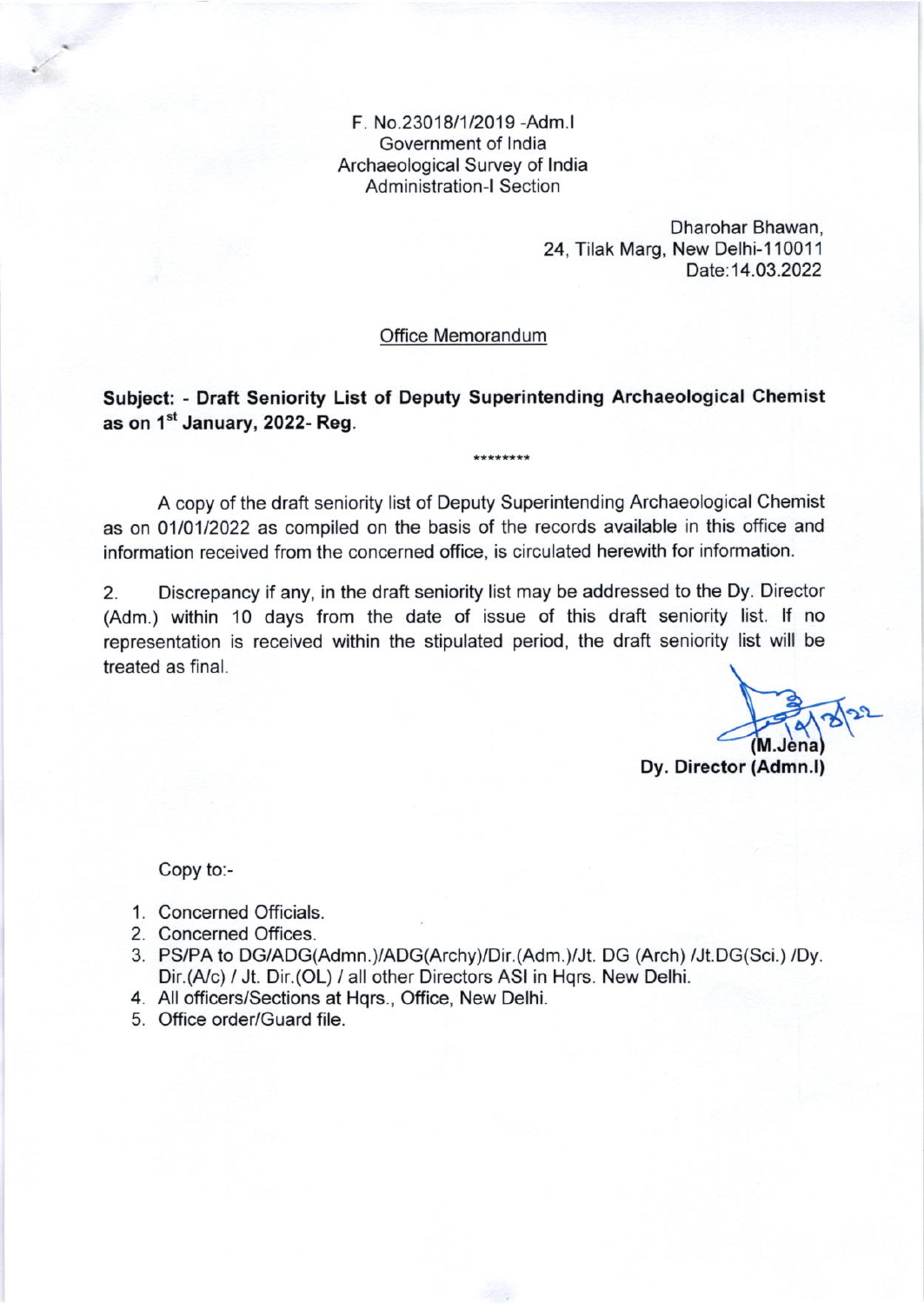F. No.23018/1/2019 -Adm.I
Government of India
Archaeological Survey of India
Administration-I Section

Dharohar Bhawan,
24, Tilak Marg, New Delhi-110011
Date:14.03.2022

Office Memorandum

**Subject: - Draft Seniority List of Deputy Superintending Archaeological Chemist as on 1st January, 2022- Reg.**

********

A copy of the draft seniority list of Deputy Superintending Archaeological Chemist as on 01/01/2022 as compiled on the basis of the records available in this office and information received from the concerned office, is circulated herewith for information.

2. Discrepancy if any, in the draft seniority list may be addressed to the Dy. Director (Adm.) within 10 days from the date of issue of this draft seniority list. If no representation is received within the stipulated period, the draft seniority list will be treated as final.

14/3/22
(M.Jena)
**Dy. Director (Admn.I)**

Copy to:-

1. Concerned Officials.
2. Concerned Offices.
3. PS/PA to DG/ADG(Admn.)/ADG(Archy)/Dir.(Adm.)/Jt. DG (Arch) /Jt.DG(Sci.) /Dy. Dir.(A/c) / Jt. Dir.(OL) / all other Directors ASI in Hqrs. New Delhi.
4. All officers/Sections at Hqrs., Office, New Delhi.
5. Office order/Guard file.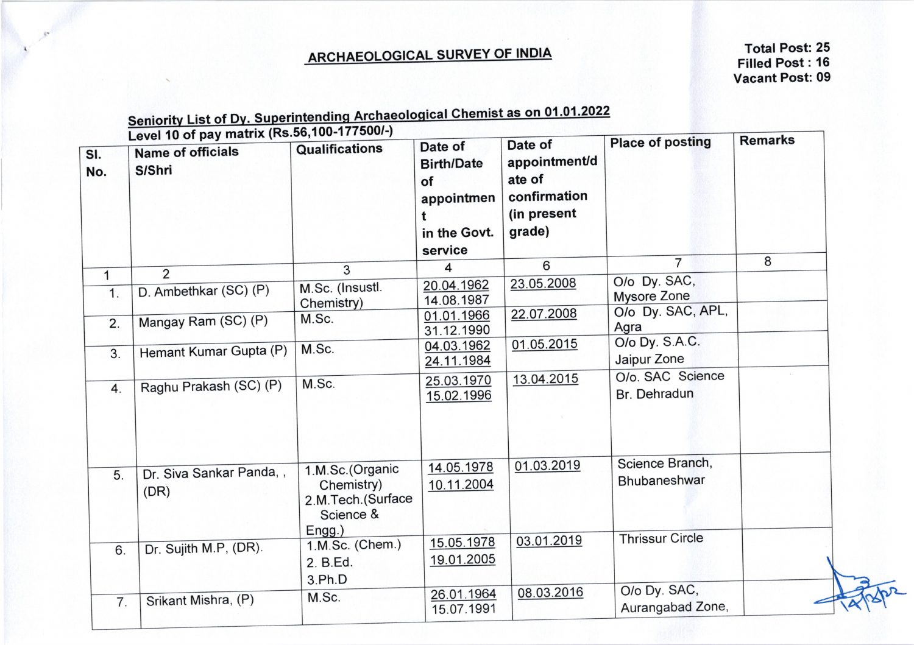## ARCHAEOLOGICAL SURVEY OF INDIA

Total Post: 25
Filled Post : 16
Vacant Post: 09

**Seniority List of Dy. Superintending Archaeological Chemist as on 01.01.2022**
**Level 10 of pay matrix (Rs.56,100-177500/-)**

| Sl. No. | Name of officials S/Shri | Qualifications | Date of Birth/Date of appointment in the Govt. service | Date of appointment/date of confirmation (in present grade) | Place of posting | Remarks |
|---|---|---|---|---|---|---|
| 1 | 2 | 3 | 4 | 6 | 7 | 8 |
| 1. | D. Ambethkar (SC) (P) | M.Sc. (Insustl. Chemistry) | 20.04.1962<br>14.08.1987 | 23.05.2008 | O/o Dy. SAC, Mysore Zone | |
| 2. | Mangay Ram (SC) (P) | M.Sc. | 01.01.1966<br>31.12.1990 | 22.07.2008 | O/o Dy. SAC, APL, Agra | |
| 3. | Hemant Kumar Gupta (P) | M.Sc. | 04.03.1962<br>24.11.1984 | 01.05.2015 | O/o Dy. S.A.C. Jaipur Zone | |
| 4. | Raghu Prakash (SC) (P) | M.Sc. | 25.03.1970<br>15.02.1996 | 13.04.2015 | O/o. SAC Science Br. Dehradun | |
| 5. | Dr. Siva Sankar Panda, , (DR) | 1.M.Sc.(Organic Chemistry)<br>2.M.Tech.(Surface Science & Engg.) | 14.05.1978<br>10.11.2004 | 01.03.2019 | Science Branch, Bhubaneshwar | |
| 6. | Dr. Sujith M.P, (DR). | 1.M.Sc. (Chem.)<br>2. B.Ed.<br>3.Ph.D | 15.05.1978<br>19.01.2005 | 03.01.2019 | Thrissur Circle | |
| 7. | Srikant Mishra, (P) | M.Sc. | 26.01.1964<br>15.07.1991 | 08.03.2016 | O/o Dy. SAC, Aurangabad Zone, | |